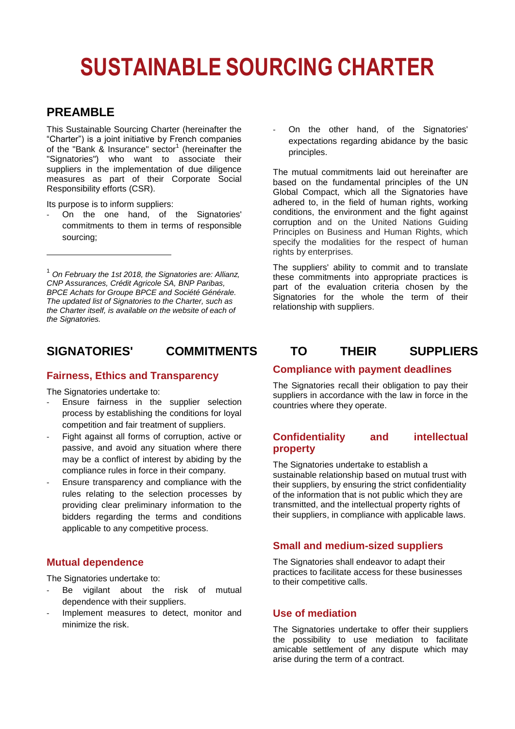# SUSTAINABLE SOURCING CHARTER

## PREAMBLE

This Sustainable Sourcing Charter (hereinafter the "Charter") is a joint initiative by French companies of the "Bank & Insurance" sector[1] (hereinafter the "Signatories") who want to associate their suppliers in the implementation of due diligence measures as part of their Corporate Social Responsibility efforts (CSR).

Its purpose is to inform suppliers:

- On the one hand, of the Signatories' commitments to them in terms of responsible sourcing;
- On the other hand, of the Signatories' expectations regarding abidance by the basic principles.

The mutual commitments laid out hereinafter are based on the fundamental principles of the UN Global Compact, which all the Signatories have adhered to, in the field of human rights, working conditions, the environment and the fight against corruption and on the United Nations Guiding Principles on Business and Human Rights, which specify the modalities for the respect of human rights by enterprises.

The suppliers' ability to commit and to translate these commitments into appropriate practices is part of the evaluation criteria chosen by the Signatories for the whole the term of their relationship with suppliers.

[1] *On February the 1st 2018, the Signatories are: Allianz, CNP Assurances, Crédit Agricole SA, BNP Paribas, BPCE Achats for Groupe BPCE and Société Générale. The updated list of Signatories to the Charter, such as the Charter itself, is available on the website of each of the Signatories.*

## SIGNATORIES' COMMITMENTS TO THEIR SUPPLIERS

### Fairness, Ethics and Transparency

The Signatories undertake to:

- Ensure fairness in the supplier selection process by establishing the conditions for loyal competition and fair treatment of suppliers.
- Fight against all forms of corruption, active or passive, and avoid any situation where there may be a conflict of interest by abiding by the compliance rules in force in their company.
- Ensure transparency and compliance with the rules relating to the selection processes by providing clear preliminary information to the bidders regarding the terms and conditions applicable to any competitive process.

### Mutual dependence

The Signatories undertake to:

- Be vigilant about the risk of mutual dependence with their suppliers.
- Implement measures to detect, monitor and minimize the risk.

### Compliance with payment deadlines

The Signatories recall their obligation to pay their suppliers in accordance with the law in force in the countries where they operate.

### Confidentiality and intellectual property

The Signatories undertake to establish a sustainable relationship based on mutual trust with their suppliers, by ensuring the strict confidentiality of the information that is not public which they are transmitted, and the intellectual property rights of their suppliers, in compliance with applicable laws.

### Small and medium-sized suppliers

The Signatories shall endeavor to adapt their practices to facilitate access for these businesses to their competitive calls.

### Use of mediation

The Signatories undertake to offer their suppliers the possibility to use mediation to facilitate amicable settlement of any dispute which may arise during the term of a contract.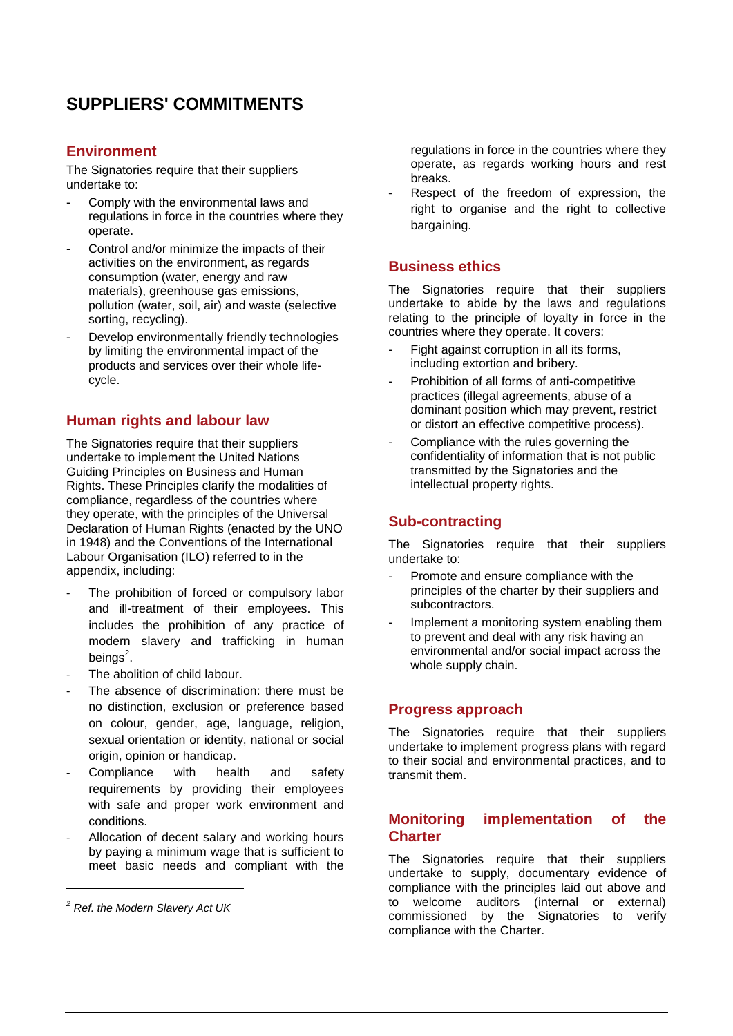# SUPPLIERS' COMMITMENTS

## Environment

The Signatories require that their suppliers undertake to:

- Comply with the environmental laws and regulations in force in the countries where they operate.
- Control and/or minimize the impacts of their activities on the environment, as regards consumption (water, energy and raw materials), greenhouse gas emissions, pollution (water, soil, air) and waste (selective sorting, recycling).
- Develop environmentally friendly technologies by limiting the environmental impact of the products and services over their whole life-cycle.

## Human rights and labour law

The Signatories require that their suppliers undertake to implement the United Nations Guiding Principles on Business and Human Rights. These Principles clarify the modalities of compliance, regardless of the countries where they operate, with the principles of the Universal Declaration of Human Rights (enacted by the UNO in 1948) and the Conventions of the International Labour Organisation (ILO) referred to in the appendix, including:

- The prohibition of forced or compulsory labor and ill-treatment of their employees. This includes the prohibition of any practice of modern slavery and trafficking in human beings[2].
- The abolition of child labour.
- The absence of discrimination: there must be no distinction, exclusion or preference based on colour, gender, age, language, religion, sexual orientation or identity, national or social origin, opinion or handicap.
- Compliance with health and safety requirements by providing their employees with safe and proper work environment and conditions.
- Allocation of decent salary and working hours by paying a minimum wage that is sufficient to meet basic needs and compliant with the regulations in force in the countries where they operate, as regards working hours and rest breaks.
- Respect of the freedom of expression, the right to organise and the right to collective bargaining.

[2] *Ref. the Modern Slavery Act UK*

## Business ethics

The Signatories require that their suppliers undertake to abide by the laws and regulations relating to the principle of loyalty in force in the countries where they operate. It covers:

- Fight against corruption in all its forms, including extortion and bribery.
- Prohibition of all forms of anti-competitive practices (illegal agreements, abuse of a dominant position which may prevent, restrict or distort an effective competitive process).
- Compliance with the rules governing the confidentiality of information that is not public transmitted by the Signatories and the intellectual property rights.

## Sub-contracting

The Signatories require that their suppliers undertake to:

- Promote and ensure compliance with the principles of the charter by their suppliers and subcontractors.
- Implement a monitoring system enabling them to prevent and deal with any risk having an environmental and/or social impact across the whole supply chain.

## Progress approach

The Signatories require that their suppliers undertake to implement progress plans with regard to their social and environmental practices, and to transmit them.

## Monitoring implementation of the Charter

The Signatories require that their suppliers undertake to supply, documentary evidence of compliance with the principles laid out above and to welcome auditors (internal or external) commissioned by the Signatories to verify compliance with the Charter.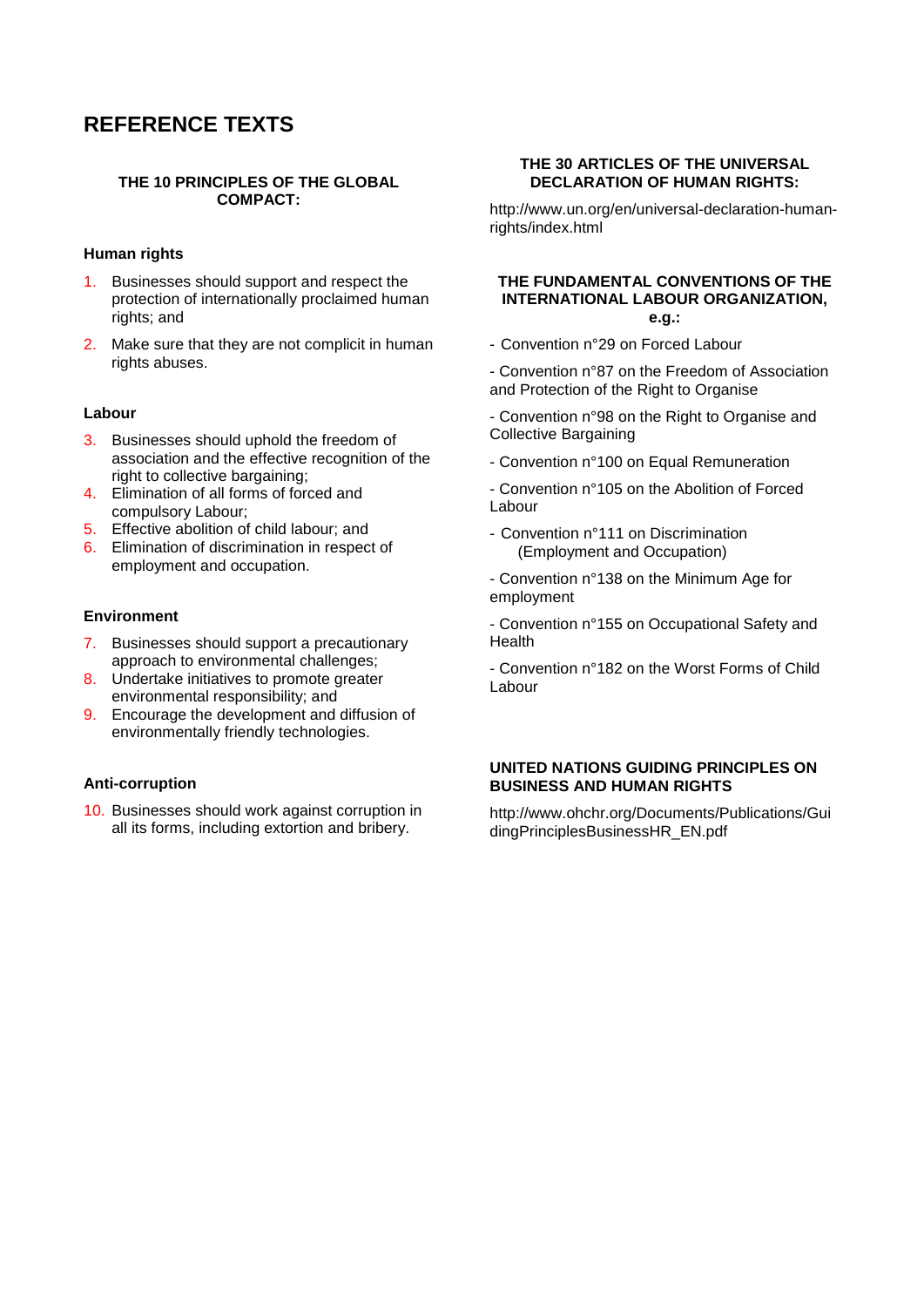# REFERENCE TEXTS

### THE 10 PRINCIPLES OF THE GLOBAL COMPACT:

**Human rights**

1. Businesses should support and respect the protection of internationally proclaimed human rights; and
2. Make sure that they are not complicit in human rights abuses.

**Labour**

3. Businesses should uphold the freedom of association and the effective recognition of the right to collective bargaining;
4. Elimination of all forms of forced and compulsory Labour;
5. Effective abolition of child labour; and
6. Elimination of discrimination in respect of employment and occupation.

**Environment**

7. Businesses should support a precautionary approach to environmental challenges;
8. Undertake initiatives to promote greater environmental responsibility; and
9. Encourage the development and diffusion of environmentally friendly technologies.

**Anti-corruption**

10. Businesses should work against corruption in all its forms, including extortion and bribery.

### THE 30 ARTICLES OF THE UNIVERSAL DECLARATION OF HUMAN RIGHTS:

http://www.un.org/en/universal-declaration-human-rights/index.html

### THE FUNDAMENTAL CONVENTIONS OF THE INTERNATIONAL LABOUR ORGANIZATION, e.g.:

- Convention n°29 on Forced Labour
- Convention n°87 on the Freedom of Association and Protection of the Right to Organise
- Convention n°98 on the Right to Organise and Collective Bargaining
- Convention n°100 on Equal Remuneration
- Convention n°105 on the Abolition of Forced Labour
- Convention n°111 on Discrimination (Employment and Occupation)
- Convention n°138 on the Minimum Age for employment
- Convention n°155 on Occupational Safety and Health
- Convention n°182 on the Worst Forms of Child Labour

### UNITED NATIONS GUIDING PRINCIPLES ON BUSINESS AND HUMAN RIGHTS

http://www.ohchr.org/Documents/Publications/GuidingPrinciplesBusinessHR_EN.pdf